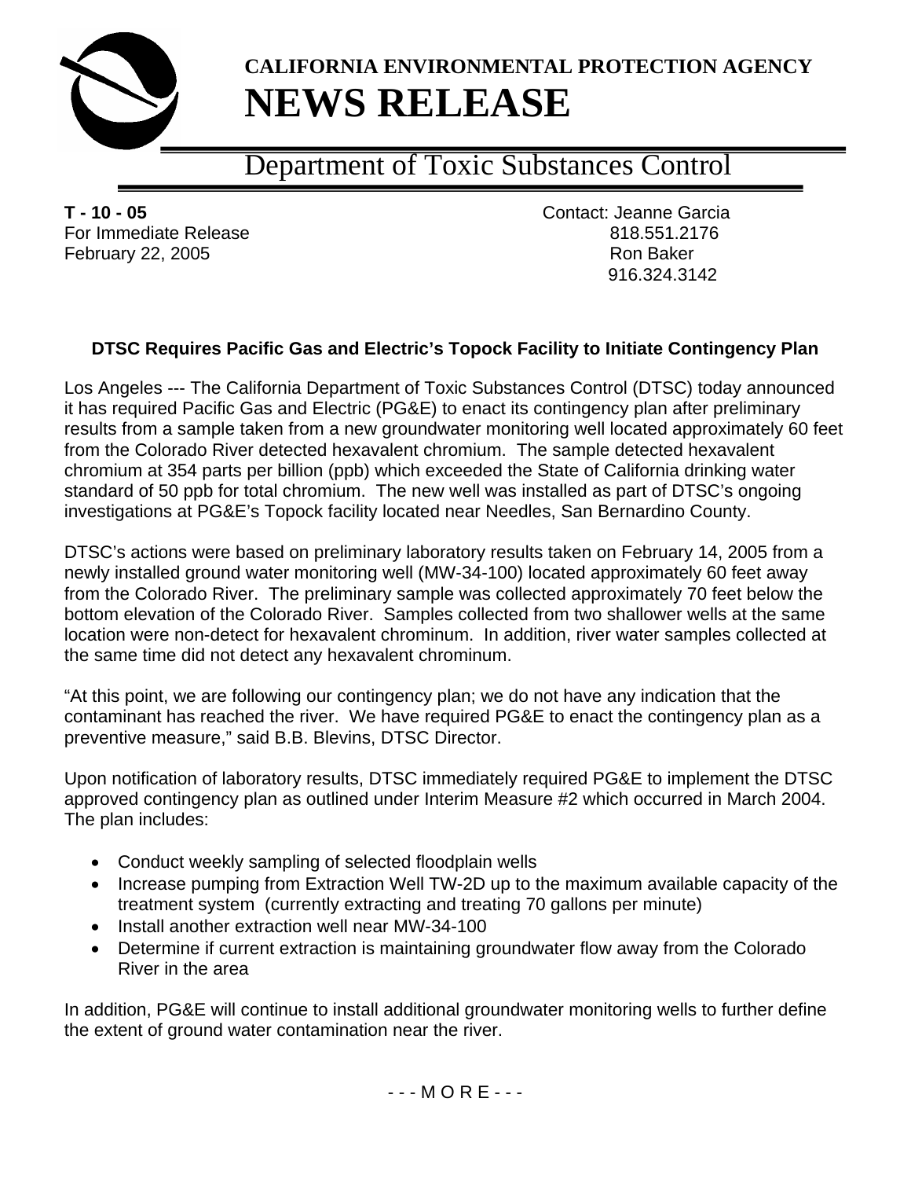**CALIFORNIA ENVIRONMENTAL PROTECTION AGENCY**

# NEWS RELEASE

## Department of Toxic Substances Control

**T - 10 - 05**
For Immediate Release
February 22, 2005

Contact: Jeanne Garcia
818.551.2176
Ron Baker
916.324.3142

### DTSC Requires Pacific Gas and Electric's Topock Facility to Initiate Contingency Plan

Los Angeles --- The California Department of Toxic Substances Control (DTSC) today announced it has required Pacific Gas and Electric (PG&E) to enact its contingency plan after preliminary results from a sample taken from a new groundwater monitoring well located approximately 60 feet from the Colorado River detected hexavalent chromium. The sample detected hexavalent chromium at 354 parts per billion (ppb) which exceeded the State of California drinking water standard of 50 ppb for total chromium. The new well was installed as part of DTSC's ongoing investigations at PG&E's Topock facility located near Needles, San Bernardino County.

DTSC's actions were based on preliminary laboratory results taken on February 14, 2005 from a newly installed ground water monitoring well (MW-34-100) located approximately 60 feet away from the Colorado River. The preliminary sample was collected approximately 70 feet below the bottom elevation of the Colorado River. Samples collected from two shallower wells at the same location were non-detect for hexavalent chrominum. In addition, river water samples collected at the same time did not detect any hexavalent chrominum.

"At this point, we are following our contingency plan; we do not have any indication that the contaminant has reached the river. We have required PG&E to enact the contingency plan as a preventive measure," said B.B. Blevins, DTSC Director.

Upon notification of laboratory results, DTSC immediately required PG&E to implement the DTSC approved contingency plan as outlined under Interim Measure #2 which occurred in March 2004. The plan includes:

- Conduct weekly sampling of selected floodplain wells
- Increase pumping from Extraction Well TW-2D up to the maximum available capacity of the treatment system (currently extracting and treating 70 gallons per minute)
- Install another extraction well near MW-34-100
- Determine if current extraction is maintaining groundwater flow away from the Colorado River in the area

In addition, PG&E will continue to install additional groundwater monitoring wells to further define the extent of ground water contamination near the river.

- - - M O R E - - -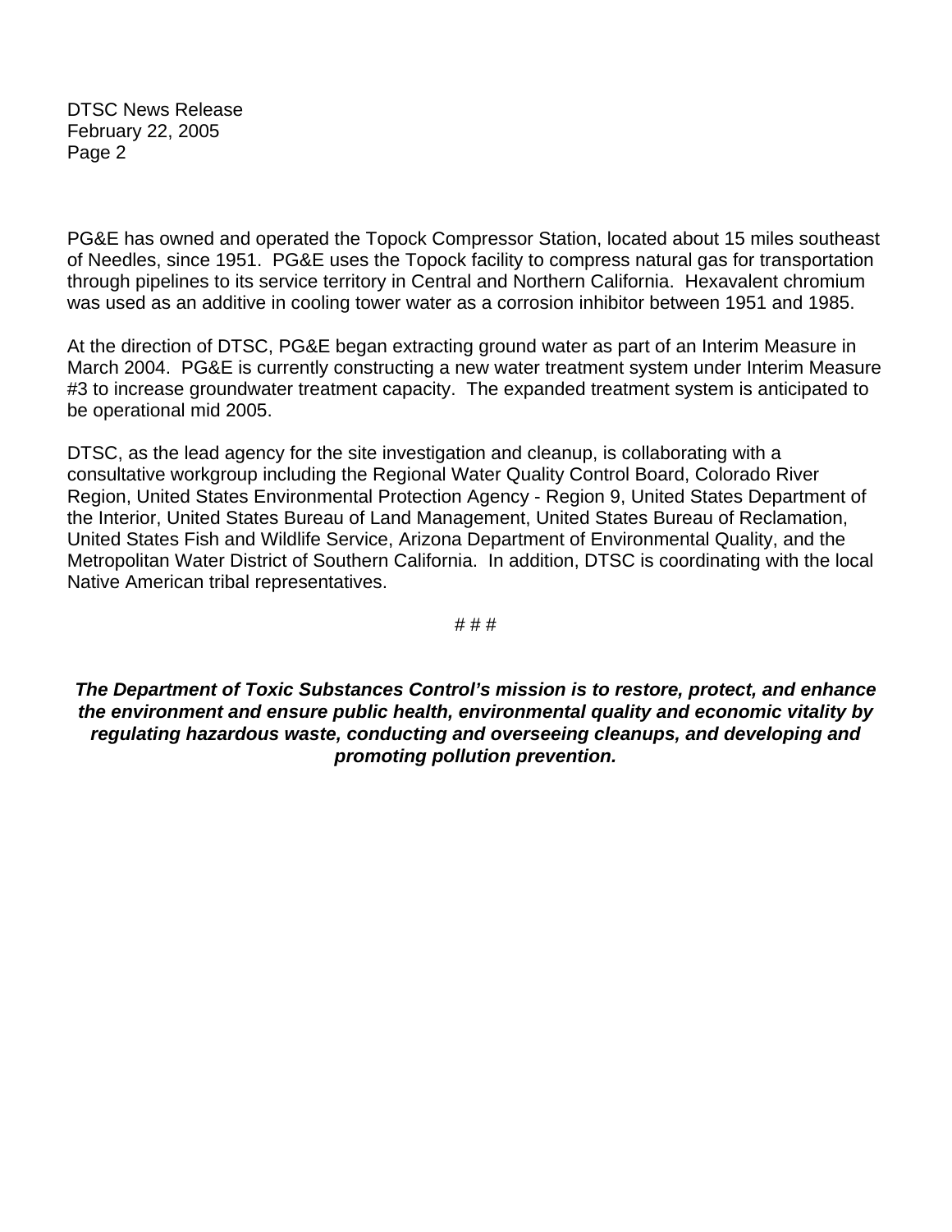PG&E has owned and operated the Topock Compressor Station, located about 15 miles southeast of Needles, since 1951. PG&E uses the Topock facility to compress natural gas for transportation through pipelines to its service territory in Central and Northern California. Hexavalent chromium was used as an additive in cooling tower water as a corrosion inhibitor between 1951 and 1985.

At the direction of DTSC, PG&E began extracting ground water as part of an Interim Measure in March 2004. PG&E is currently constructing a new water treatment system under Interim Measure #3 to increase groundwater treatment capacity. The expanded treatment system is anticipated to be operational mid 2005.

DTSC, as the lead agency for the site investigation and cleanup, is collaborating with a consultative workgroup including the Regional Water Quality Control Board, Colorado River Region, United States Environmental Protection Agency - Region 9, United States Department of the Interior, United States Bureau of Land Management, United States Bureau of Reclamation, United States Fish and Wildlife Service, Arizona Department of Environmental Quality, and the Metropolitan Water District of Southern California. In addition, DTSC is coordinating with the local Native American tribal representatives.

# # #

***The Department of Toxic Substances Control's mission is to restore, protect, and enhance the environment and ensure public health, environmental quality and economic vitality by regulating hazardous waste, conducting and overseeing cleanups, and developing and promoting pollution prevention.***